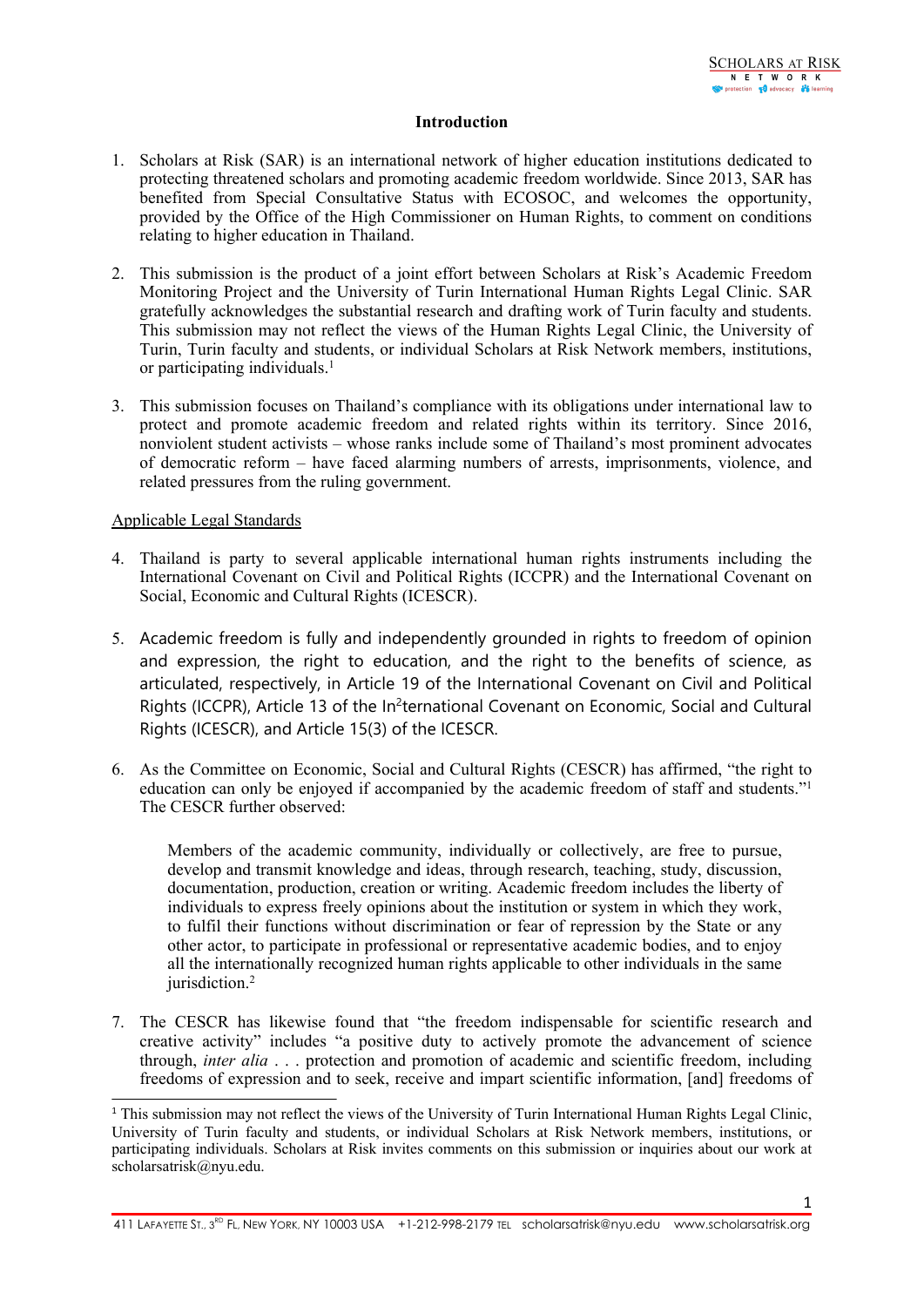## Introduction

1. Scholars at Risk (SAR) is an international network of higher education institutions dedicated to protecting threatened scholars and promoting academic freedom worldwide. Since 2013, SAR has benefited from Special Consultative Status with ECOSOC, and welcomes the opportunity, provided by the Office of the High Commissioner on Human Rights, to comment on conditions relating to higher education in Thailand.

2. This submission is the product of a joint effort between Scholars at Risk's Academic Freedom Monitoring Project and the University of Turin International Human Rights Legal Clinic. SAR gratefully acknowledges the substantial research and drafting work of Turin faculty and students. This submission may not reflect the views of the Human Rights Legal Clinic, the University of Turin, Turin faculty and students, or individual Scholars at Risk Network members, institutions, or participating individuals.[1]

3. This submission focuses on Thailand's compliance with its obligations under international law to protect and promote academic freedom and related rights within its territory. Since 2016, nonviolent student activists – whose ranks include some of Thailand's most prominent advocates of democratic reform – have faced alarming numbers of arrests, imprisonments, violence, and related pressures from the ruling government.

Applicable Legal Standards

4. Thailand is party to several applicable international human rights instruments including the International Covenant on Civil and Political Rights (ICCPR) and the International Covenant on Social, Economic and Cultural Rights (ICESCR).

5. Academic freedom is fully and independently grounded in rights to freedom of opinion and expression, the right to education, and the right to the benefits of science, as articulated, respectively, in Article 19 of the International Covenant on Civil and Political Rights (ICCPR), Article 13 of the In[2]ternational Covenant on Economic, Social and Cultural Rights (ICESCR), and Article 15(3) of the ICESCR.

6. As the Committee on Economic, Social and Cultural Rights (CESCR) has affirmed, "the right to education can only be enjoyed if accompanied by the academic freedom of staff and students."[1] The CESCR further observed:

> Members of the academic community, individually or collectively, are free to pursue, develop and transmit knowledge and ideas, through research, teaching, study, discussion, documentation, production, creation or writing. Academic freedom includes the liberty of individuals to express freely opinions about the institution or system in which they work, to fulfil their functions without discrimination or fear of repression by the State or any other actor, to participate in professional or representative academic bodies, and to enjoy all the internationally recognized human rights applicable to other individuals in the same jurisdiction.[2]

7. The CESCR has likewise found that "the freedom indispensable for scientific research and creative activity" includes "a positive duty to actively promote the advancement of science through, *inter alia* . . . protection and promotion of academic and scientific freedom, including freedoms of expression and to seek, receive and impart scientific information, [and] freedoms of

---

[1] This submission may not reflect the views of the University of Turin International Human Rights Legal Clinic, University of Turin faculty and students, or individual Scholars at Risk Network members, institutions, or participating individuals. Scholars at Risk invites comments on this submission or inquiries about our work at scholarsatrisk@nyu.edu.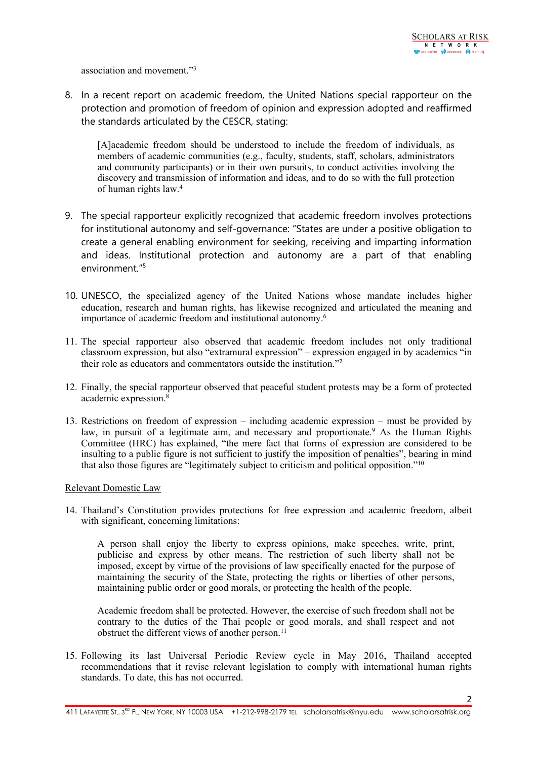association and movement."[3]

8. In a recent report on academic freedom, the United Nations special rapporteur on the protection and promotion of freedom of opinion and expression adopted and reaffirmed the standards articulated by the CESCR, stating:

   > [A]academic freedom should be understood to include the freedom of individuals, as members of academic communities (e.g., faculty, students, staff, scholars, administrators and community participants) or in their own pursuits, to conduct activities involving the discovery and transmission of information and ideas, and to do so with the full protection of human rights law.[4]

9. The special rapporteur explicitly recognized that academic freedom involves protections for institutional autonomy and self-governance: "States are under a positive obligation to create a general enabling environment for seeking, receiving and imparting information and ideas. Institutional protection and autonomy are a part of that enabling environment."[5]

10. UNESCO, the specialized agency of the United Nations whose mandate includes higher education, research and human rights, has likewise recognized and articulated the meaning and importance of academic freedom and institutional autonomy.[6]

11. The special rapporteur also observed that academic freedom includes not only traditional classroom expression, but also "extramural expression" – expression engaged in by academics "in their role as educators and commentators outside the institution."[7]

12. Finally, the special rapporteur observed that peaceful student protests may be a form of protected academic expression.[8]

13. Restrictions on freedom of expression – including academic expression – must be provided by law, in pursuit of a legitimate aim, and necessary and proportionate.[9] As the Human Rights Committee (HRC) has explained, "the mere fact that forms of expression are considered to be insulting to a public figure is not sufficient to justify the imposition of penalties", bearing in mind that also those figures are "legitimately subject to criticism and political opposition."[10]

Relevant Domestic Law

14. Thailand's Constitution provides protections for free expression and academic freedom, albeit with significant, concerning limitations:

   > A person shall enjoy the liberty to express opinions, make speeches, write, print, publicise and express by other means. The restriction of such liberty shall not be imposed, except by virtue of the provisions of law specifically enacted for the purpose of maintaining the security of the State, protecting the rights or liberties of other persons, maintaining public order or good morals, or protecting the health of the people.
   >
   > Academic freedom shall be protected. However, the exercise of such freedom shall not be contrary to the duties of the Thai people or good morals, and shall respect and not obstruct the different views of another person.[11]

15. Following its last Universal Periodic Review cycle in May 2016, Thailand accepted recommendations that it revise relevant legislation to comply with international human rights standards. To date, this has not occurred.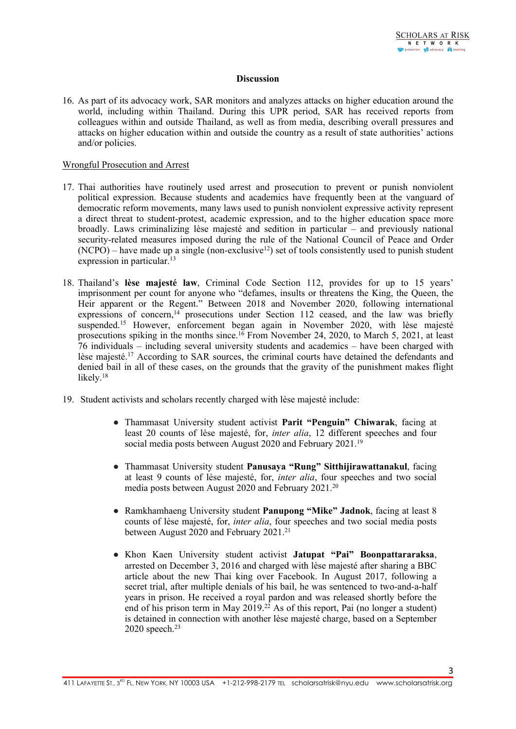## Discussion

16. As part of its advocacy work, SAR monitors and analyzes attacks on higher education around the world, including within Thailand. During this UPR period, SAR has received reports from colleagues within and outside Thailand, as well as from media, describing overall pressures and attacks on higher education within and outside the country as a result of state authorities' actions and/or policies.

Wrongful Prosecution and Arrest

17. Thai authorities have routinely used arrest and prosecution to prevent or punish nonviolent political expression. Because students and academics have frequently been at the vanguard of democratic reform movements, many laws used to punish nonviolent expressive activity represent a direct threat to student-protest, academic expression, and to the higher education space more broadly. Laws criminalizing lèse majesté and sedition in particular – and previously national security-related measures imposed during the rule of the National Council of Peace and Order (NCPO) – have made up a single (non-exclusive[12]) set of tools consistently used to punish student expression in particular.[13]

18. Thailand's **lèse majesté law**, Criminal Code Section 112, provides for up to 15 years' imprisonment per count for anyone who "defames, insults or threatens the King, the Queen, the Heir apparent or the Regent." Between 2018 and November 2020, following international expressions of concern,[14] prosecutions under Section 112 ceased, and the law was briefly suspended.[15] However, enforcement began again in November 2020, with lèse majesté prosecutions spiking in the months since.[16] From November 24, 2020, to March 5, 2021, at least 76 individuals – including several university students and academics – have been charged with lèse majesté.[17] According to SAR sources, the criminal courts have detained the defendants and denied bail in all of these cases, on the grounds that the gravity of the punishment makes flight likely.[18]

19. Student activists and scholars recently charged with lèse majesté include:

- Thammasat University student activist **Parit "Penguin" Chiwarak**, facing at least 20 counts of lèse majesté, for, *inter alia*, 12 different speeches and four social media posts between August 2020 and February 2021.[19]

- Thammasat University student **Panusaya "Rung" Sitthijirawattanakul**, facing at least 9 counts of lèse majesté, for, *inter alia*, four speeches and two social media posts between August 2020 and February 2021.[20]

- Ramkhamhaeng University student **Panupong "Mike" Jadnok**, facing at least 8 counts of lèse majesté, for, *inter alia*, four speeches and two social media posts between August 2020 and February 2021.[21]

- Khon Kaen University student activist **Jatupat "Pai" Boonpattararaksa**, arrested on December 3, 2016 and charged with lèse majesté after sharing a BBC article about the new Thai king over Facebook. In August 2017, following a secret trial, after multiple denials of his bail, he was sentenced to two-and-a-half years in prison. He received a royal pardon and was released shortly before the end of his prison term in May 2019.[22] As of this report, Pai (no longer a student) is detained in connection with another lèse majesté charge, based on a September 2020 speech.[23]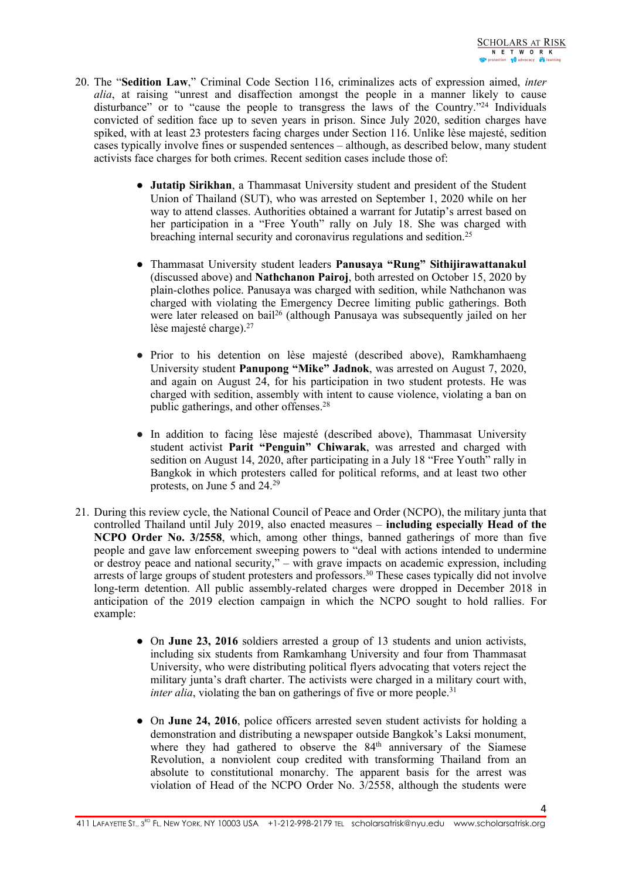20. The "**Sedition Law**," Criminal Code Section 116, criminalizes acts of expression aimed, *inter alia*, at raising "unrest and disaffection amongst the people in a manner likely to cause disturbance" or to "cause the people to transgress the laws of the Country."[24] Individuals convicted of sedition face up to seven years in prison. Since July 2020, sedition charges have spiked, with at least 23 protesters facing charges under Section 116. Unlike lèse majesté, sedition cases typically involve fines or suspended sentences – although, as described below, many student activists face charges for both crimes. Recent sedition cases include those of:

    - **Jutatip Sirikhan**, a Thammasat University student and president of the Student Union of Thailand (SUT), who was arrested on September 1, 2020 while on her way to attend classes. Authorities obtained a warrant for Jutatip's arrest based on her participation in a "Free Youth" rally on July 18. She was charged with breaching internal security and coronavirus regulations and sedition.[25]

    - Thammasat University student leaders **Panusaya "Rung" Sithijirawattanakul** (discussed above) and **Nathchanon Pairoj**, both arrested on October 15, 2020 by plain-clothes police. Panusaya was charged with sedition, while Nathchanon was charged with violating the Emergency Decree limiting public gatherings. Both were later released on bail[26] (although Panusaya was subsequently jailed on her lèse majesté charge).[27]

    - Prior to his detention on lèse majesté (described above), Ramkhamhaeng University student **Panupong "Mike" Jadnok**, was arrested on August 7, 2020, and again on August 24, for his participation in two student protests. He was charged with sedition, assembly with intent to cause violence, violating a ban on public gatherings, and other offenses.[28]

    - In addition to facing lèse majesté (described above), Thammasat University student activist **Parit "Penguin" Chiwarak**, was arrested and charged with sedition on August 14, 2020, after participating in a July 18 "Free Youth" rally in Bangkok in which protesters called for political reforms, and at least two other protests, on June 5 and 24.[29]

21. During this review cycle, the National Council of Peace and Order (NCPO), the military junta that controlled Thailand until July 2019, also enacted measures – **including especially Head of the NCPO Order No. 3/2558**, which, among other things, banned gatherings of more than five people and gave law enforcement sweeping powers to "deal with actions intended to undermine or destroy peace and national security," – with grave impacts on academic expression, including arrests of large groups of student protesters and professors.[30] These cases typically did not involve long-term detention. All public assembly-related charges were dropped in December 2018 in anticipation of the 2019 election campaign in which the NCPO sought to hold rallies. For example:

    - On **June 23, 2016** soldiers arrested a group of 13 students and union activists, including six students from Ramkamhang University and four from Thammasat University, who were distributing political flyers advocating that voters reject the military junta's draft charter. The activists were charged in a military court with, *inter alia*, violating the ban on gatherings of five or more people.[31]

    - On **June 24, 2016**, police officers arrested seven student activists for holding a demonstration and distributing a newspaper outside Bangkok's Laksi monument, where they had gathered to observe the 84th anniversary of the Siamese Revolution, a nonviolent coup credited with transforming Thailand from an absolute to constitutional monarchy. The apparent basis for the arrest was violation of Head of the NCPO Order No. 3/2558, although the students were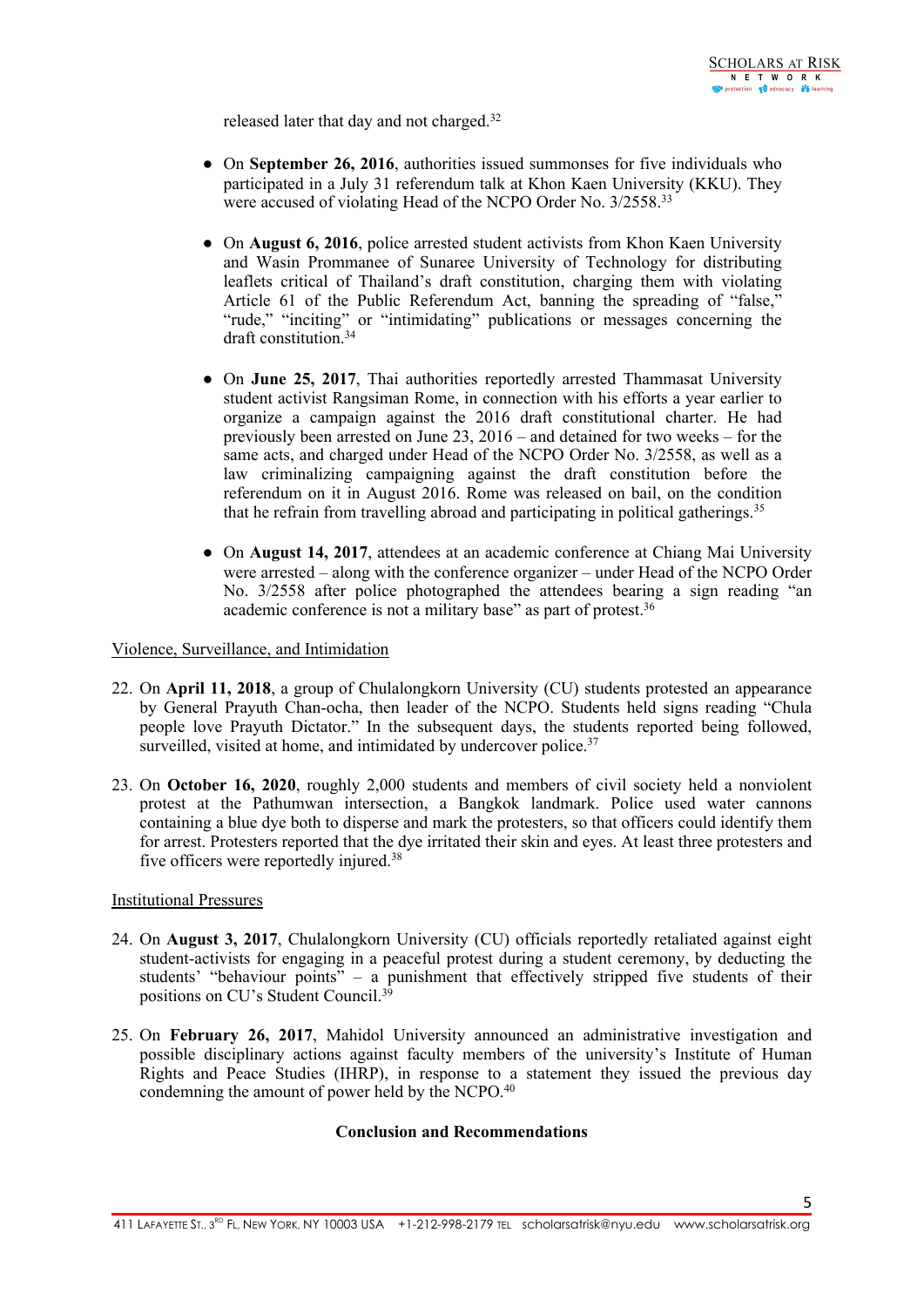released later that day and not charged.[32]

- On **September 26, 2016**, authorities issued summonses for five individuals who participated in a July 31 referendum talk at Khon Kaen University (KKU). They were accused of violating Head of the NCPO Order No. 3/2558.[33]

- On **August 6, 2016**, police arrested student activists from Khon Kaen University and Wasin Prommanee of Sunaree University of Technology for distributing leaflets critical of Thailand's draft constitution, charging them with violating Article 61 of the Public Referendum Act, banning the spreading of "false," "rude," "inciting" or "intimidating" publications or messages concerning the draft constitution.[34]

- On **June 25, 2017**, Thai authorities reportedly arrested Thammasat University student activist Rangsiman Rome, in connection with his efforts a year earlier to organize a campaign against the 2016 draft constitutional charter. He had previously been arrested on June 23, 2016 – and detained for two weeks – for the same acts, and charged under Head of the NCPO Order No. 3/2558, as well as a law criminalizing campaigning against the draft constitution before the referendum on it in August 2016. Rome was released on bail, on the condition that he refrain from travelling abroad and participating in political gatherings.[35]

- On **August 14, 2017**, attendees at an academic conference at Chiang Mai University were arrested – along with the conference organizer – under Head of the NCPO Order No. 3/2558 after police photographed the attendees bearing a sign reading "an academic conference is not a military base" as part of protest.[36]

Violence, Surveillance, and Intimidation

22. On **April 11, 2018**, a group of Chulalongkorn University (CU) students protested an appearance by General Prayuth Chan-ocha, then leader of the NCPO. Students held signs reading "Chula people love Prayuth Dictator." In the subsequent days, the students reported being followed, surveilled, visited at home, and intimidated by undercover police.[37]

23. On **October 16, 2020**, roughly 2,000 students and members of civil society held a nonviolent protest at the Pathumwan intersection, a Bangkok landmark. Police used water cannons containing a blue dye both to disperse and mark the protesters, so that officers could identify them for arrest. Protesters reported that the dye irritated their skin and eyes. At least three protesters and five officers were reportedly injured.[38]

Institutional Pressures

24. On **August 3, 2017**, Chulalongkorn University (CU) officials reportedly retaliated against eight student-activists for engaging in a peaceful protest during a student ceremony, by deducting the students' "behaviour points" – a punishment that effectively stripped five students of their positions on CU's Student Council.[39]

25. On **February 26, 2017**, Mahidol University announced an administrative investigation and possible disciplinary actions against faculty members of the university's Institute of Human Rights and Peace Studies (IHRP), in response to a statement they issued the previous day condemning the amount of power held by the NCPO.[40]

## Conclusion and Recommendations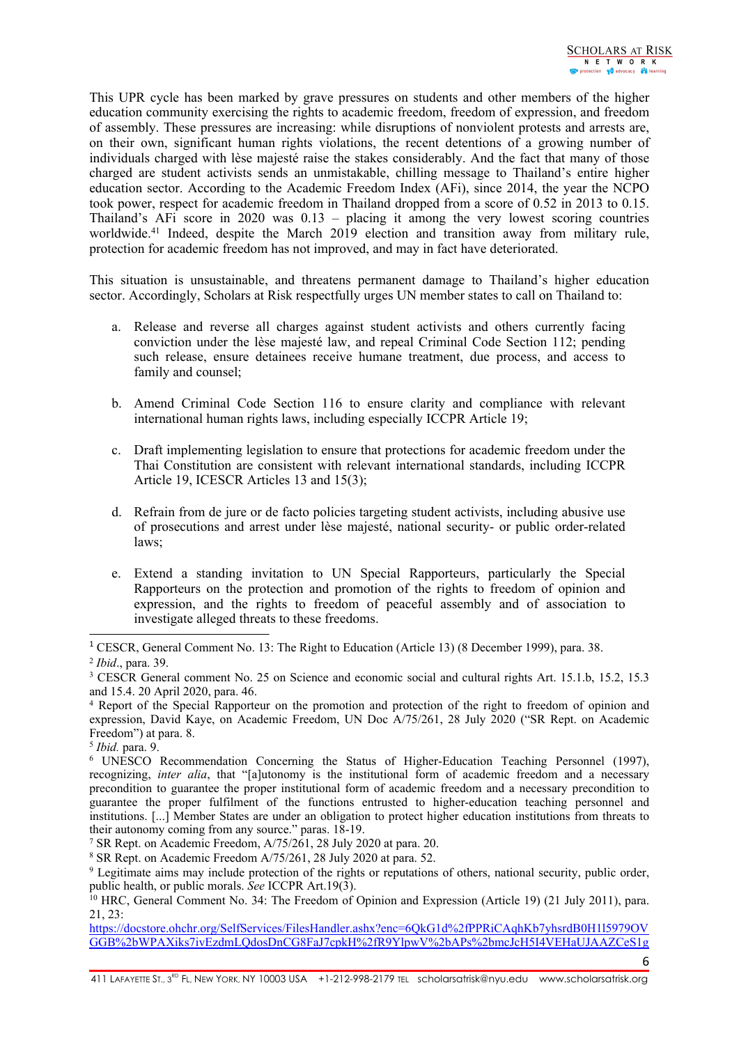This UPR cycle has been marked by grave pressures on students and other members of the higher education community exercising the rights to academic freedom, freedom of expression, and freedom of assembly. These pressures are increasing: while disruptions of nonviolent protests and arrests are, on their own, significant human rights violations, the recent detentions of a growing number of individuals charged with lèse majesté raise the stakes considerably. And the fact that many of those charged are student activists sends an unmistakable, chilling message to Thailand's entire higher education sector. According to the Academic Freedom Index (AFi), since 2014, the year the NCPO took power, respect for academic freedom in Thailand dropped from a score of 0.52 in 2013 to 0.15. Thailand's AFi score in 2020 was 0.13 – placing it among the very lowest scoring countries worldwide.[41] Indeed, despite the March 2019 election and transition away from military rule, protection for academic freedom has not improved, and may in fact have deteriorated.

This situation is unsustainable, and threatens permanent damage to Thailand's higher education sector. Accordingly, Scholars at Risk respectfully urges UN member states to call on Thailand to:

a. Release and reverse all charges against student activists and others currently facing conviction under the lèse majesté law, and repeal Criminal Code Section 112; pending such release, ensure detainees receive humane treatment, due process, and access to family and counsel;

b. Amend Criminal Code Section 116 to ensure clarity and compliance with relevant international human rights laws, including especially ICCPR Article 19;

c. Draft implementing legislation to ensure that protections for academic freedom under the Thai Constitution are consistent with relevant international standards, including ICCPR Article 19, ICESCR Articles 13 and 15(3);

d. Refrain from de jure or de facto policies targeting student activists, including abusive use of prosecutions and arrest under lèse majesté, national security- or public order-related laws;

e. Extend a standing invitation to UN Special Rapporteurs, particularly the Special Rapporteurs on the protection and promotion of the rights to freedom of opinion and expression, and the rights to freedom of peaceful assembly and of association to investigate alleged threats to these freedoms.

---

[1] CESCR, General Comment No. 13: The Right to Education (Article 13) (8 December 1999), para. 38.

[2] *Ibid*., para. 39.

[3] CESCR General comment No. 25 on Science and economic social and cultural rights Art. 15.1.b, 15.2, 15.3 and 15.4. 20 April 2020, para. 46.

[4] Report of the Special Rapporteur on the promotion and protection of the right to freedom of opinion and expression, David Kaye, on Academic Freedom, UN Doc A/75/261, 28 July 2020 ("SR Rept. on Academic Freedom") at para. 8.

[5] *Ibid.* para. 9.

[6] UNESCO Recommendation Concerning the Status of Higher-Education Teaching Personnel (1997), recognizing, *inter alia*, that "[a]utonomy is the institutional form of academic freedom and a necessary precondition to guarantee the proper institutional form of academic freedom and a necessary precondition to guarantee the proper fulfilment of the functions entrusted to higher-education teaching personnel and institutions. [...] Member States are under an obligation to protect higher education institutions from threats to their autonomy coming from any source." paras. 18-19.

[7] SR Rept. on Academic Freedom A/75/261, 28 July 2020 at para. 20.

[8] SR Rept. on Academic Freedom A/75/261, 28 July 2020 at para. 52.

[9] Legitimate aims may include protection of the rights or reputations of others, national security, public order, public health, or public morals. *See* ICCPR Art.19(3).

[10] HRC, General Comment No. 34: The Freedom of Opinion and Expression (Article 19) (21 July 2011), para. 21, 23:
https://docstore.ohchr.org/SelfServices/FilesHandler.ashx?enc=6QkG1d%2fPPRiCAqhKb7yhsrdB0H1l5979OVGGB%2bWPAXiks7ivEzdmLQdosDnCG8FaJ7cpkH%2fR9YlpwV%2bAPs%2bmcJcH5I4VEHaUJAAZCeS1g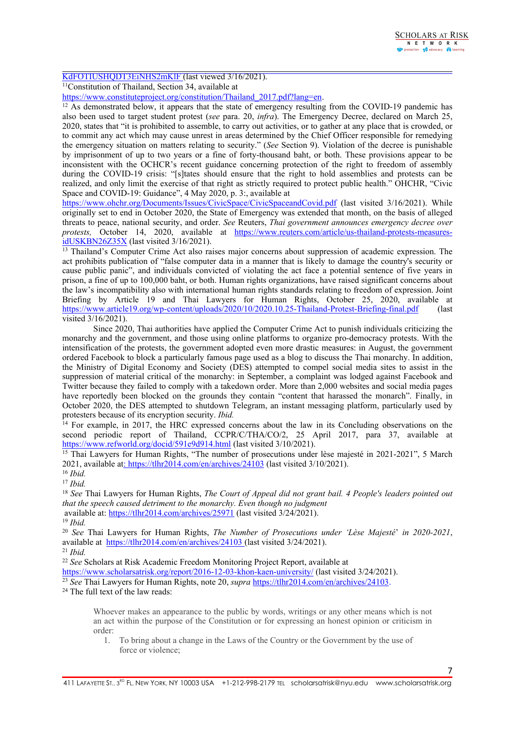KdFOTIUSHQDT3EiNHS2mKlF (last viewed 3/16/2021).

[11]Constitution of Thailand, Section 34, available at https://www.constituteproject.org/constitution/Thailand_2017.pdf?lang=en.

[12] As demonstrated below, it appears that the state of emergency resulting from the COVID-19 pandemic has also been used to target student protest (*see* para. 20, *infra*). The Emergency Decree, declared on March 25, 2020, states that "it is prohibited to assemble, to carry out activities, or to gather at any place that is crowded, or to commit any act which may cause unrest in areas determined by the Chief Officer responsible for remedying the emergency situation on matters relating to security." (*See* Section 9). Violation of the decree is punishable by imprisonment of up to two years or a fine of forty-thousand baht, or both. These provisions appear to be inconsistent with the OCHCR's recent guidance concerning protection of the right to freedom of assembly during the COVID-19 crisis: "[s]tates should ensure that the right to hold assemblies and protests can be realized, and only limit the exercise of that right as strictly required to protect public health." OHCHR, "Civic Space and COVID-19: Guidance", 4 May 2020, p. 3:, available at https://www.ohchr.org/Documents/Issues/CivicSpace/CivicSpaceandCovid.pdf (last visited 3/16/2021). While originally set to end in October 2020, the State of Emergency was extended that month, on the basis of alleged threats to peace, national security, and order. *See* Reuters, *Thai government announces emergency decree over protests,* October 14, 2020, available at https://www.reuters.com/article/us-thailand-protests-measures-idUSKBN26Z35X (last visited 3/16/2021).

[13] Thailand's Computer Crime Act also raises major concerns about suppression of academic expression. The act prohibits publication of "false computer data in a manner that is likely to damage the country's security or cause public panic", and individuals convicted of violating the act face a potential sentence of five years in prison, a fine of up to 100,000 baht, or both. Human rights organizations, have raised significant concerns about the law's incompatibility also with international human rights standards relating to freedom of expression. Joint Briefing by Article 19 and Thai Lawyers for Human Rights, October 25, 2020, available at https://www.article19.org/wp-content/uploads/2020/10/2020.10.25-Thailand-Protest-Briefing-final.pdf (last visited 3/16/2021).

Since 2020, Thai authorities have applied the Computer Crime Act to punish individuals criticizing the monarchy and the government, and those using online platforms to organize pro-democracy protests. With the intensification of the protests, the government adopted even more drastic measures: in August, the government ordered Facebook to block a particularly famous page used as a blog to discuss the Thai monarchy. In addition, the Ministry of Digital Economy and Society (DES) attempted to compel social media sites to assist in the suppression of material critical of the monarchy: in September, a complaint was lodged against Facebook and Twitter because they failed to comply with a takedown order. More than 2,000 websites and social media pages have reportedly been blocked on the grounds they contain "content that harassed the monarch". Finally, in October 2020, the DES attempted to shutdown Telegram, an instant messaging platform, particularly used by protesters because of its encryption security. *Ibid.*

[14] For example, in 2017, the HRC expressed concerns about the law in its Concluding observations on the second periodic report of Thailand, CCPR/C/THA/CO/2, 25 April 2017, para 37, available at https://www.refworld.org/docid/591e9d914.html (last visited 3/10/2021).

[15] Thai Lawyers for Human Rights, "The number of prosecutions under lèse majesté in 2021-2021", 5 March 2021, available at: https://tlhr2014.com/en/archives/24103 (last visited 3/10/2021).

[16] *Ibid.*

[17] *Ibid.*

[18] *See* Thai Lawyers for Human Rights, *The Court of Appeal did not grant bail. 4 People's leaders pointed out that the speech caused detriment to the monarchy. Even though no judgment* available at: https://tlhr2014.com/archives/25971 (last visited 3/24/2021).

[19] *Ibid.*

[20] *See* Thai Lawyers for Human Rights, *The Number of Prosecutions under 'Lèse Majesté' in 2020-2021*, available at https://tlhr2014.com/en/archives/24103 (last visited 3/24/2021).

[21] *Ibid.*

[22] *See* Scholars at Risk Academic Freedom Monitoring Project Report, available at https://www.scholarsatrisk.org/report/2016-12-03-khon-kaen-university/ (last visited 3/24/2021).

[23] *See* Thai Lawyers for Human Rights, note 20, *supra* https://tlhr2014.com/en/archives/24103.

[24] The full text of the law reads:

> Whoever makes an appearance to the public by words, writings or any other means which is not an act within the purpose of the Constitution or for expressing an honest opinion or criticism in order:
>
> 1. To bring about a change in the Laws of the Country or the Government by the use of force or violence;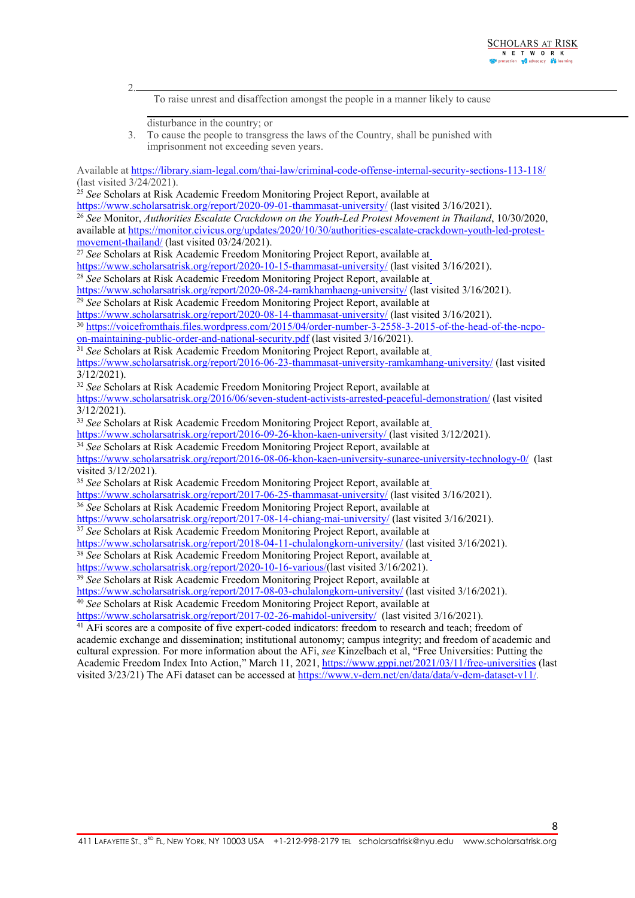2. To raise unrest and disaffection amongst the people in a manner likely to cause disturbance in the country; or
3. To cause the people to transgress the laws of the Country, shall be punished with imprisonment not exceeding seven years.

Available at https://library.siam-legal.com/thai-law/criminal-code-offense-internal-security-sections-113-118/ (last visited 3/24/2021).

[25] *See* Scholars at Risk Academic Freedom Monitoring Project Report, available at https://www.scholarsatrisk.org/report/2020-09-01-thammasat-university/ (last visited 3/16/2021).

[26] *See* Monitor, *Authorities Escalate Crackdown on the Youth-Led Protest Movement in Thailand*, 10/30/2020, available at https://monitor.civicus.org/updates/2020/10/30/authorities-escalate-crackdown-youth-led-protest-movement-thailand/ (last visited 03/24/2021).

[27] *See* Scholars at Risk Academic Freedom Monitoring Project Report, available at https://www.scholarsatrisk.org/report/2020-10-15-thammasat-university/ (last visited 3/16/2021).

[28] *See* Scholars at Risk Academic Freedom Monitoring Project Report, available at https://www.scholarsatrisk.org/report/2020-08-24-ramkhamhaeng-university/ (last visited 3/16/2021).

[29] *See* Scholars at Risk Academic Freedom Monitoring Project Report, available at https://www.scholarsatrisk.org/report/2020-08-14-thammasat-university/ (last visited 3/16/2021).

[30] https://voicefromthais.files.wordpress.com/2015/04/order-number-3-2558-3-2015-of-the-head-of-the-ncpo-on-maintaining-public-order-and-national-security.pdf (last visited 3/16/2021).

[31] *See* Scholars at Risk Academic Freedom Monitoring Project Report, available at https://www.scholarsatrisk.org/report/2016-06-23-thammasat-university-ramkamhang-university/ (last visited 3/12/2021).

[32] *See* Scholars at Risk Academic Freedom Monitoring Project Report, available at https://www.scholarsatrisk.org/2016/06/seven-student-activists-arrested-peaceful-demonstration/ (last visited 3/12/2021).

[33] *See* Scholars at Risk Academic Freedom Monitoring Project Report, available at https://www.scholarsatrisk.org/report/2016-09-26-khon-kaen-university/ (last visited 3/12/2021).

[34] *See* Scholars at Risk Academic Freedom Monitoring Project Report, available at https://www.scholarsatrisk.org/report/2016-08-06-khon-kaen-university-sunaree-university-technology-0/ (last visited 3/12/2021).

[35] *See* Scholars at Risk Academic Freedom Monitoring Project Report, available at https://www.scholarsatrisk.org/report/2017-06-25-thammasat-university/ (last visited 3/16/2021).

[36] *See* Scholars at Risk Academic Freedom Monitoring Project Report, available at https://www.scholarsatrisk.org/report/2017-08-14-chiang-mai-university/ (last visited 3/16/2021).

[37] *See* Scholars at Risk Academic Freedom Monitoring Project Report, available at https://www.scholarsatrisk.org/report/2018-04-11-chulalongkorn-university/ (last visited 3/16/2021).

[38] *See* Scholars at Risk Academic Freedom Monitoring Project Report, available at https://www.scholarsatrisk.org/report/2020-10-16-various/(last visited 3/16/2021).

[39] *See* Scholars at Risk Academic Freedom Monitoring Project Report, available at https://www.scholarsatrisk.org/report/2017-08-03-chulalongkorn-university/ (last visited 3/16/2021).

[40] *See* Scholars at Risk Academic Freedom Monitoring Project Report, available at https://www.scholarsatrisk.org/report/2017-02-26-mahidol-university/ (last visited 3/16/2021).

[41] AFi scores are a composite of five expert-coded indicators: freedom to research and teach; freedom of academic exchange and dissemination; institutional autonomy; campus integrity; and freedom of academic and cultural expression. For more information about the AFi, *see* Kinzelbach et al, "Free Universities: Putting the Academic Freedom Index Into Action," March 11, 2021, https://www.gppi.net/2021/03/11/free-universities (last visited 3/23/21) The AFi dataset can be accessed at https://www.v-dem.net/en/data/data/v-dem-dataset-v11/.